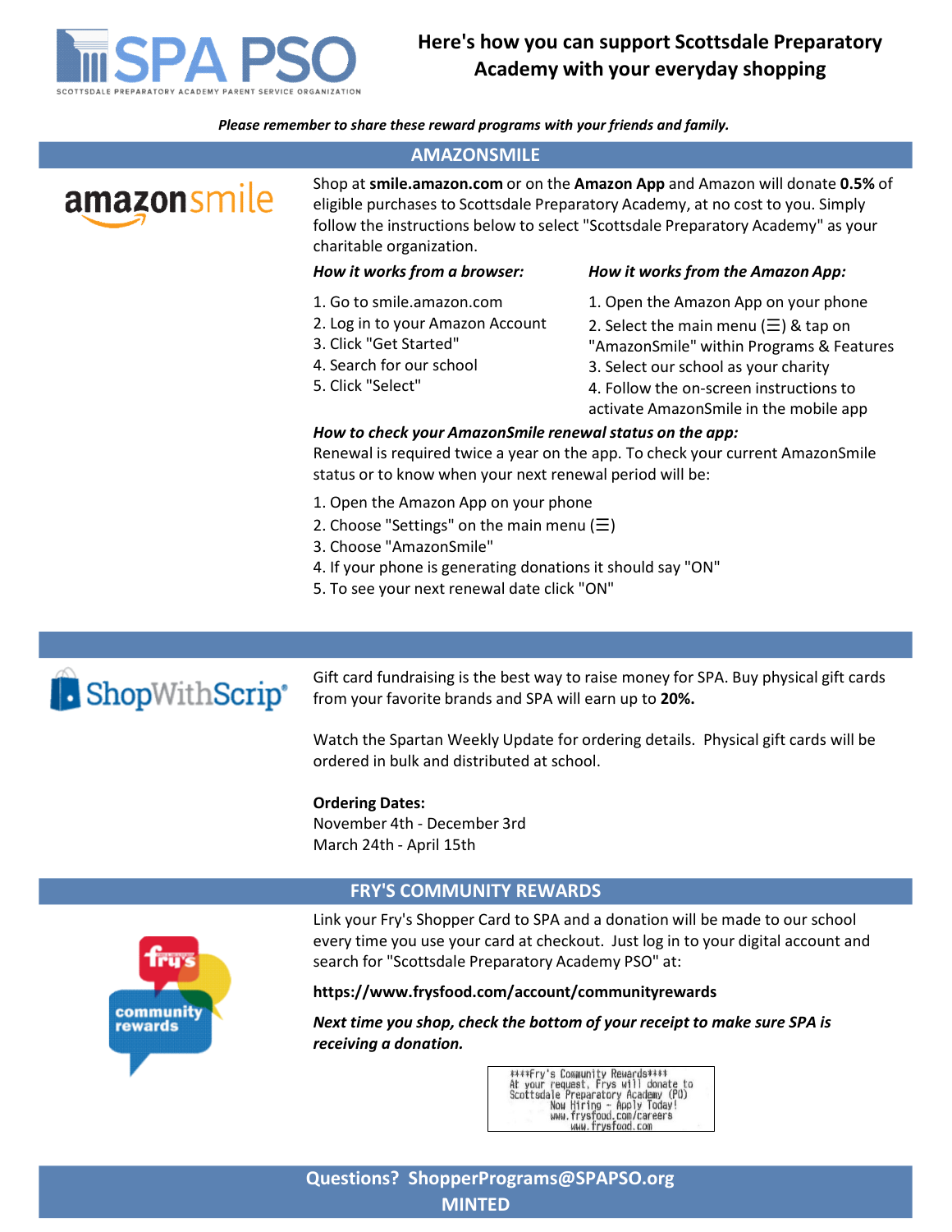# Here's how you can support Scottsdale Preparatory Academy with your everyday shopping

SPA PSO — SCOTTSDALE PREPARATORY ACADEMY PARENT SERVICE ORGANIZATION

***Please remember to share these reward programs with your friends and family.***

## AMAZONSMILE

Shop at **smile.amazon.com** or on the **Amazon App** and Amazon will donate **0.5%** of eligible purchases to Scottsdale Preparatory Academy, at no cost to you. Simply follow the instructions below to select "Scottsdale Preparatory Academy" as your charitable organization.

***How it works from a browser:***

1. Go to smile.amazon.com
2. Log in to your Amazon Account
3. Click "Get Started"
4. Search for our school
5. Click "Select"

***How it works from the Amazon App:***

1. Open the Amazon App on your phone
2. Select the main menu (☰) & tap on "AmazonSmile" within Programs & Features
3. Select our school as your charity
4. Follow the on-screen instructions to activate AmazonSmile in the mobile app

***How to check your AmazonSmile renewal status on the app:***

Renewal is required twice a year on the app. To check your current AmazonSmile status or to know when your next renewal period will be:

1. Open the Amazon App on your phone
2. Choose "Settings" on the main menu (☰)
3. Choose "AmazonSmile"
4. If your phone is generating donations it should say "ON"
5. To see your next renewal date click "ON"

## ShopWithScrip

Gift card fundraising is the best way to raise money for SPA. Buy physical gift cards from your favorite brands and SPA will earn up to **20%.**

Watch the Spartan Weekly Update for ordering details. Physical gift cards will be ordered in bulk and distributed at school.

**Ordering Dates:**
November 4th - December 3rd
March 24th - April 15th

## FRY'S COMMUNITY REWARDS

Link your Fry's Shopper Card to SPA and a donation will be made to our school every time you use your card at checkout. Just log in to your digital account and search for "Scottsdale Preparatory Academy PSO" at:

**https://www.frysfood.com/account/communityrewards**

***Next time you shop, check the bottom of your receipt to make sure SPA is receiving a donation.***

```
****Fry's Community Rewards****
At your request, Frys will donate to
Scottsdale Preparatory Academy (PO)
Now Hiring - Apply Today!
www.frysfood.com/careers
www.frysfood.com
```

**Questions? ShopperPrograms@SPAPSO.org**

**MINTED**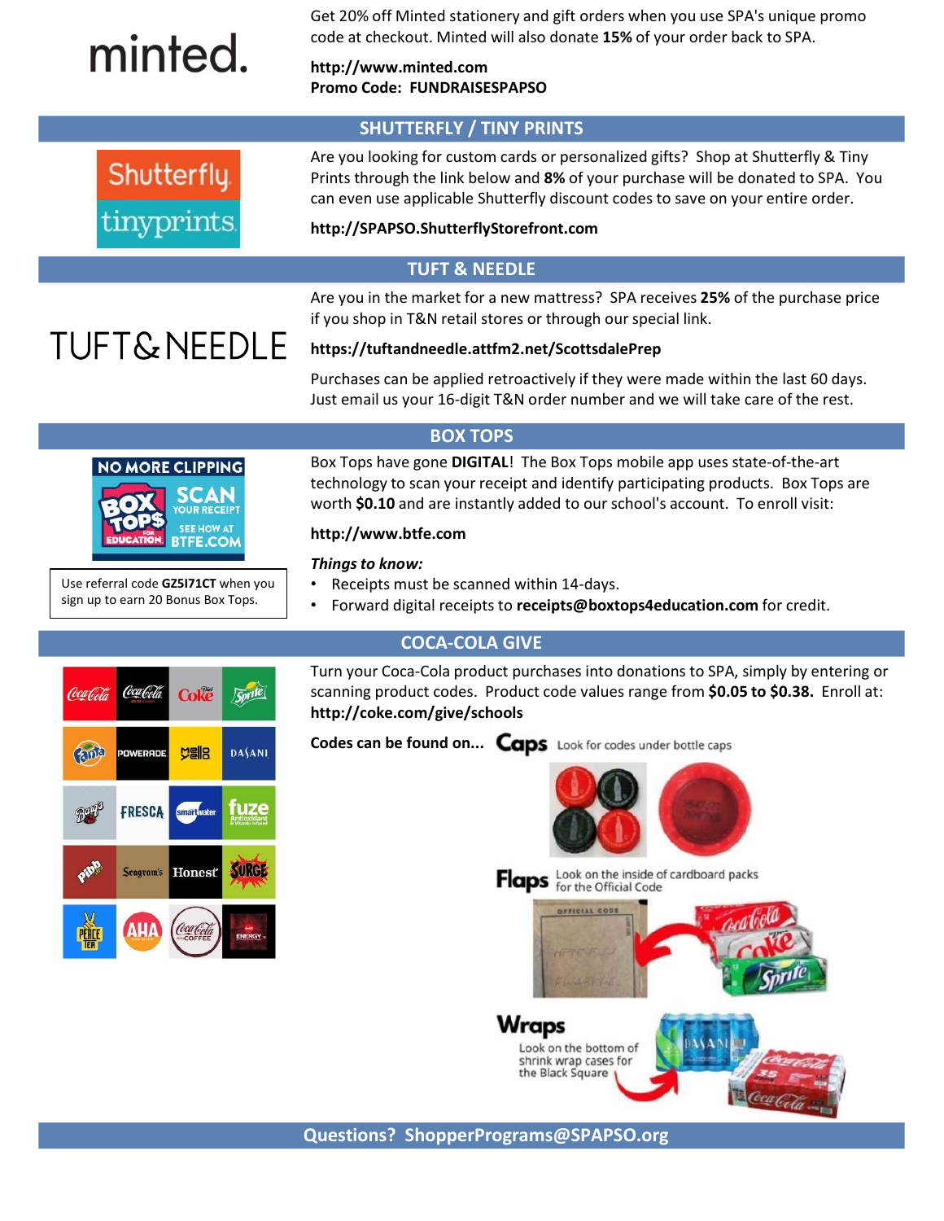minted.

Get 20% off Minted stationery and gift orders when you use SPA's unique promo code at checkout. Minted will also donate **15%** of your order back to SPA.

**http://www.minted.com**
**Promo Code: FUNDRAISESPAPSO**

## SHUTTERFLY / TINY PRINTS

Are you looking for custom cards or personalized gifts? Shop at Shutterfly & Tiny Prints through the link below and **8%** of your purchase will be donated to SPA. You can even use applicable Shutterfly discount codes to save on your entire order.

**http://SPAPSO.ShutterflyStorefront.com**

## TUFT & NEEDLE

Are you in the market for a new mattress? SPA receives **25%** of the purchase price if you shop in T&N retail stores or through our special link.

**https://tuftandneedle.attfm2.net/ScottsdalePrep**

Purchases can be applied retroactively if they were made within the last 60 days. Just email us your 16-digit T&N order number and we will take care of the rest.

## BOX TOPS

Use referral code **GZ5I71CT** when you sign up to earn 20 Bonus Box Tops.

Box Tops have gone **DIGITAL**! The Box Tops mobile app uses state-of-the-art technology to scan your receipt and identify participating products. Box Tops are worth **$0.10** and are instantly added to our school's account. To enroll visit:

**http://www.btfe.com**

***Things to know:***

- Receipts must be scanned within 14-days.
- Forward digital receipts to **receipts@boxtops4education.com** for credit.

## COCA-COLA GIVE

Turn your Coca-Cola product purchases into donations to SPA, simply by entering or scanning product codes. Product code values range from **$0.05 to $0.38.** Enroll at: **http://coke.com/give/schools**

**Codes can be found on...**

**Caps** Look for codes under bottle caps

**Flaps** Look on the inside of cardboard packs for the Official Code

**Wraps** Look on the bottom of shrink wrap cases for the Black Square

**Questions? ShopperPrograms@SPAPSO.org**